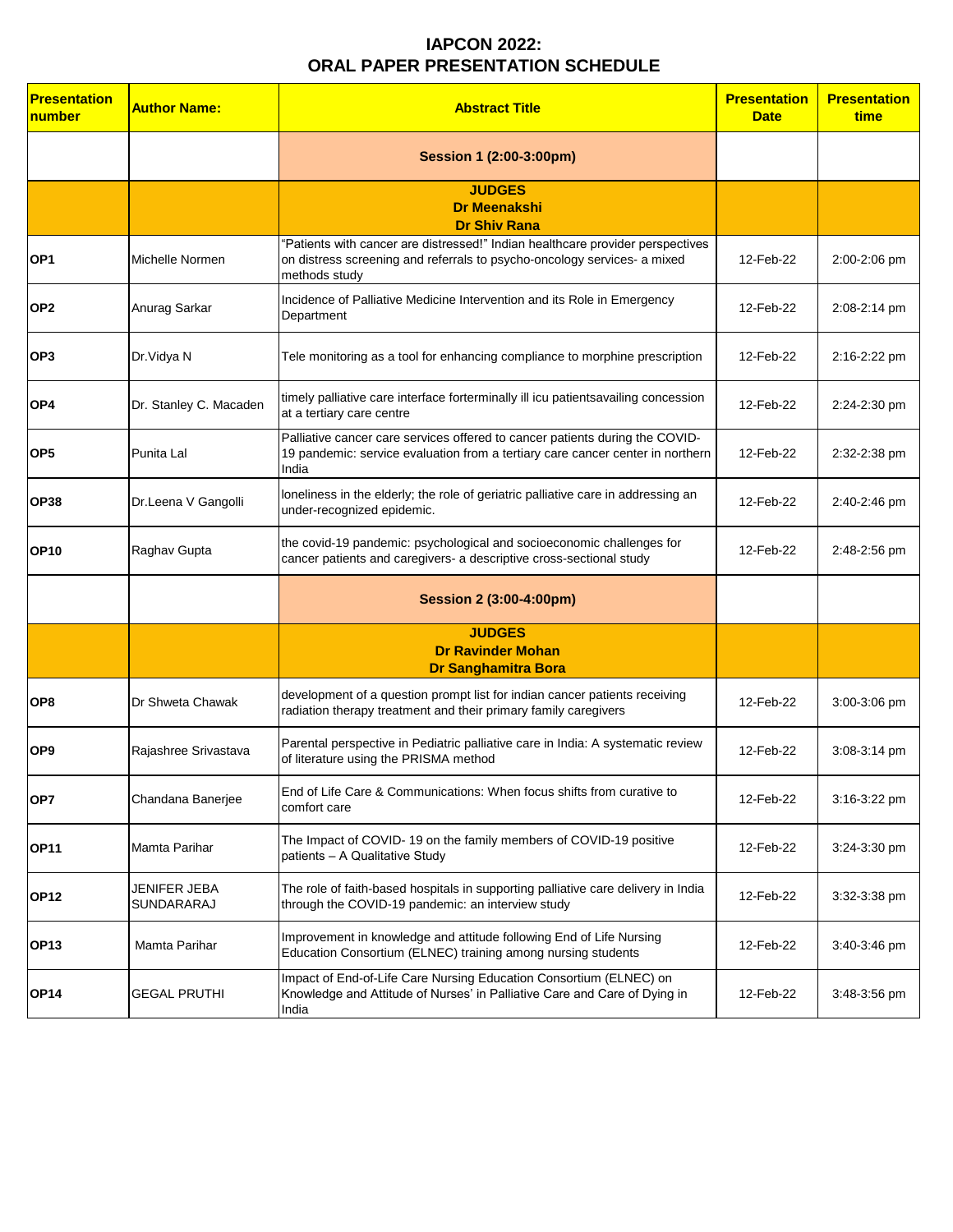# IAPCON 2022:
# ORAL PAPER PRESENTATION SCHEDULE

| Presentation number | Author Name: | Abstract Title | Presentation Date | Presentation time |
|---|---|---|---|---|
| | | **Session 1 (2:00-3:00pm)** | | |
| | | **JUDGES**<br>**Dr Meenakshi**<br>**Dr Shiv Rana** | | |
| **OP1** | Michelle Normen | "Patients with cancer are distressed!" Indian healthcare provider perspectives on distress screening and referrals to psycho-oncology services- a mixed methods study | 12-Feb-22 | 2:00-2:06 pm |
| **OP2** | Anurag Sarkar | Incidence of Palliative Medicine Intervention and its Role in Emergency Department | 12-Feb-22 | 2:08-2:14 pm |
| **OP3** | Dr.Vidya N | Tele monitoring as a tool for enhancing compliance to morphine prescription | 12-Feb-22 | 2:16-2:22 pm |
| **OP4** | Dr. Stanley C. Macaden | timely palliative care interface forterminally ill icu patientsavailing concession at a tertiary care centre | 12-Feb-22 | 2:24-2:30 pm |
| **OP5** | Punita Lal | Palliative cancer care services offered to cancer patients during the COVID-19 pandemic: service evaluation from a tertiary care cancer center in northern India | 12-Feb-22 | 2:32-2:38 pm |
| **OP38** | Dr.Leena V Gangolli | loneliness in the elderly; the role of geriatric palliative care in addressing an under-recognized epidemic. | 12-Feb-22 | 2:40-2:46 pm |
| **OP10** | Raghav Gupta | the covid-19 pandemic: psychological and socioeconomic challenges for cancer patients and caregivers- a descriptive cross-sectional study | 12-Feb-22 | 2:48-2:56 pm |
| | | **Session 2 (3:00-4:00pm)** | | |
| | | **JUDGES**<br>**Dr Ravinder Mohan**<br>**Dr Sanghamitra Bora** | | |
| **OP8** | Dr Shweta Chawak | development of a question prompt list for indian cancer patients receiving radiation therapy treatment and their primary family caregivers | 12-Feb-22 | 3:00-3:06 pm |
| **OP9** | Rajashree Srivastava | Parental perspective in Pediatric palliative care in India: A systematic review of literature using the PRISMA method | 12-Feb-22 | 3:08-3:14 pm |
| **OP7** | Chandana Banerjee | End of Life Care & Communications: When focus shifts from curative to comfort care | 12-Feb-22 | 3:16-3:22 pm |
| **OP11** | Mamta Parihar | The Impact of COVID- 19 on the family members of COVID-19 positive patients – A Qualitative Study | 12-Feb-22 | 3:24-3:30 pm |
| **OP12** | JENIFER JEBA SUNDARARAJ | The role of faith-based hospitals in supporting palliative care delivery in India through the COVID-19 pandemic: an interview study | 12-Feb-22 | 3:32-3:38 pm |
| **OP13** | Mamta Parihar | Improvement in knowledge and attitude following End of Life Nursing Education Consortium (ELNEC) training among nursing students | 12-Feb-22 | 3:40-3:46 pm |
| **OP14** | GEGAL PRUTHI | Impact of End-of-Life Care Nursing Education Consortium (ELNEC) on Knowledge and Attitude of Nurses' in Palliative Care and Care of Dying in India | 12-Feb-22 | 3:48-3:56 pm |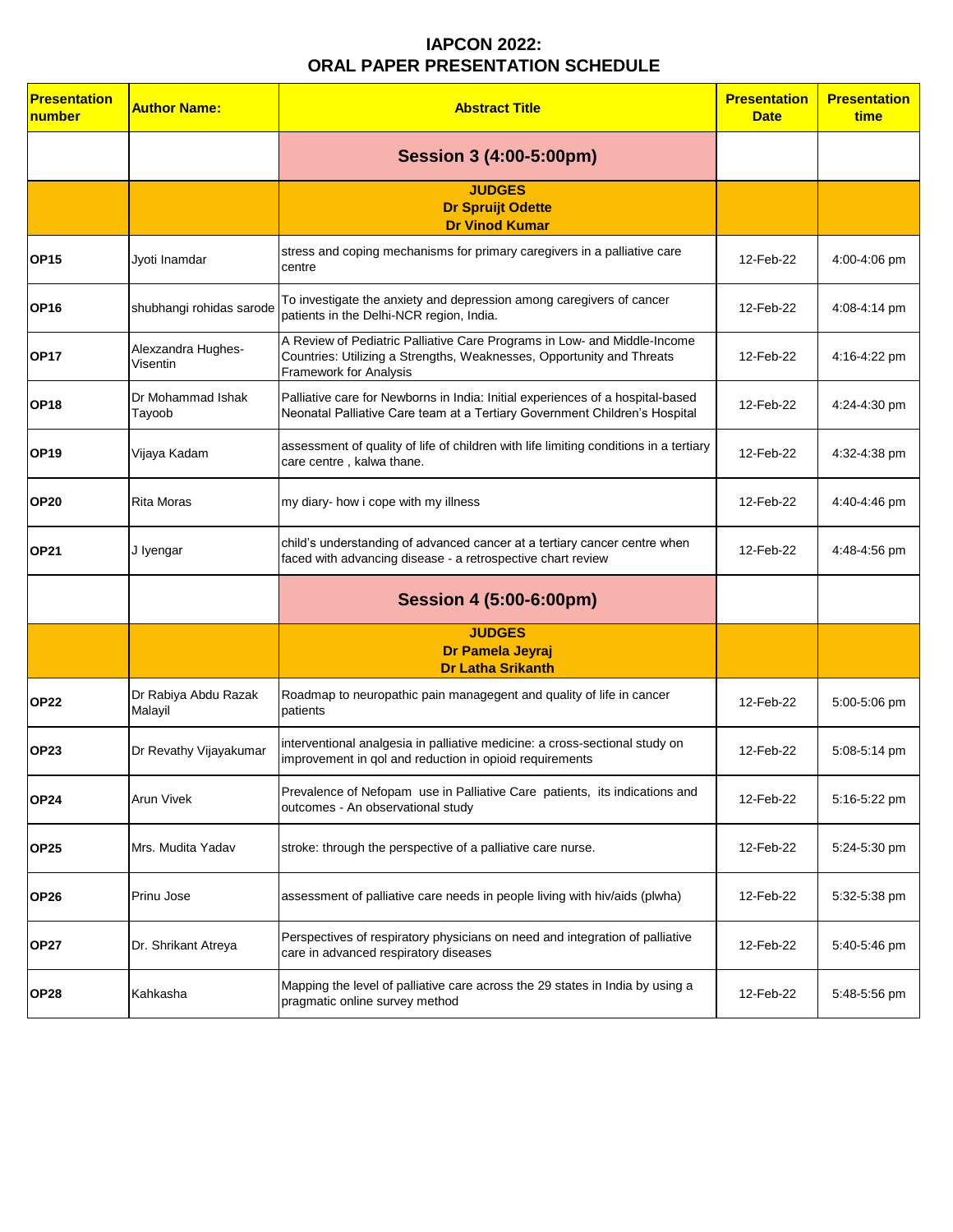# IAPCON 2022:
# ORAL PAPER PRESENTATION SCHEDULE

| Presentation number | Author Name: | Abstract Title | Presentation Date | Presentation time |
|---|---|---|---|---|
| | | **Session 3 (4:00-5:00pm)** | | |
| | | **JUDGES**<br>**Dr Spruijt Odette**<br>**Dr Vinod Kumar** | | |
| **OP15** | Jyoti Inamdar | stress and coping mechanisms for primary caregivers in a palliative care centre | 12-Feb-22 | 4:00-4:06 pm |
| **OP16** | shubhangi rohidas sarode | To investigate the anxiety and depression among caregivers of cancer patients in the Delhi-NCR region, India. | 12-Feb-22 | 4:08-4:14 pm |
| **OP17** | Alexzandra Hughes-Visentin | A Review of Pediatric Palliative Care Programs in Low- and Middle-Income Countries: Utilizing a Strengths, Weaknesses, Opportunity and Threats Framework for Analysis | 12-Feb-22 | 4:16-4:22 pm |
| **OP18** | Dr Mohammad Ishak Tayoob | Palliative care for Newborns in India: Initial experiences of a hospital-based Neonatal Palliative Care team at a Tertiary Government Children's Hospital | 12-Feb-22 | 4:24-4:30 pm |
| **OP19** | Vijaya Kadam | assessment of quality of life of children with life limiting conditions in a tertiary care centre , kalwa thane. | 12-Feb-22 | 4:32-4:38 pm |
| **OP20** | Rita Moras | my diary- how i cope with my illness | 12-Feb-22 | 4:40-4:46 pm |
| **OP21** | J Iyengar | child's understanding of advanced cancer at a tertiary cancer centre when faced with advancing disease - a retrospective chart review | 12-Feb-22 | 4:48-4:56 pm |
| | | **Session 4 (5:00-6:00pm)** | | |
| | | **JUDGES**<br>**Dr Pamela Jeyraj**<br>**Dr Latha Srikanth** | | |
| **OP22** | Dr Rabiya Abdu Razak Malayil | Roadmap to neuropathic pain managegent and quality of life in cancer patients | 12-Feb-22 | 5:00-5:06 pm |
| **OP23** | Dr Revathy Vijayakumar | interventional analgesia in palliative medicine: a cross-sectional study on improvement in qol and reduction in opioid requirements | 12-Feb-22 | 5:08-5:14 pm |
| **OP24** | Arun Vivek | Prevalence of Nefopam use in Palliative Care patients, its indications and outcomes - An observational study | 12-Feb-22 | 5:16-5:22 pm |
| **OP25** | Mrs. Mudita Yadav | stroke: through the perspective of a palliative care nurse. | 12-Feb-22 | 5:24-5:30 pm |
| **OP26** | Prinu Jose | assessment of palliative care needs in people living with hiv/aids (plwha) | 12-Feb-22 | 5:32-5:38 pm |
| **OP27** | Dr. Shrikant Atreya | Perspectives of respiratory physicians on need and integration of palliative care in advanced respiratory diseases | 12-Feb-22 | 5:40-5:46 pm |
| **OP28** | Kahkasha | Mapping the level of palliative care across the 29 states in India by using a pragmatic online survey method | 12-Feb-22 | 5:48-5:56 pm |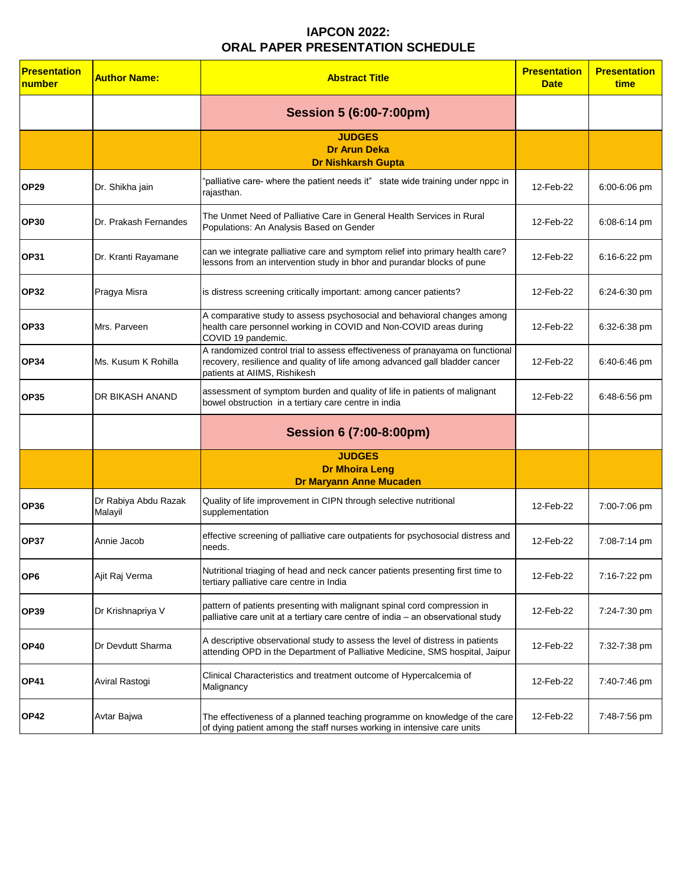# IAPCON 2022:
# ORAL PAPER PRESENTATION SCHEDULE

| Presentation number | Author Name: | Abstract Title | Presentation Date | Presentation time |
|---|---|---|---|---|
| | | **Session 5 (6:00-7:00pm)** | | |
| | | **JUDGES**<br>**Dr Arun Deka**<br>**Dr Nishkarsh Gupta** | | |
| **OP29** | Dr. Shikha jain | "palliative care- where the patient needs it" state wide training under nppc in rajasthan. | 12-Feb-22 | 6:00-6:06 pm |
| **OP30** | Dr. Prakash Fernandes | The Unmet Need of Palliative Care in General Health Services in Rural Populations: An Analysis Based on Gender | 12-Feb-22 | 6:08-6:14 pm |
| **OP31** | Dr. Kranti Rayamane | can we integrate palliative care and symptom relief into primary health care? lessons from an intervention study in bhor and purandar blocks of pune | 12-Feb-22 | 6:16-6:22 pm |
| **OP32** | Pragya Misra | is distress screening critically important: among cancer patients? | 12-Feb-22 | 6:24-6:30 pm |
| **OP33** | Mrs. Parveen | A comparative study to assess psychosocial and behavioral changes among health care personnel working in COVID and Non-COVID areas during COVID 19 pandemic. | 12-Feb-22 | 6:32-6:38 pm |
| **OP34** | Ms. Kusum K Rohilla | A randomized control trial to assess effectiveness of pranayama on functional recovery, resilience and quality of life among advanced gall bladder cancer patients at AIIMS, Rishikesh | 12-Feb-22 | 6:40-6:46 pm |
| **OP35** | DR BIKASH ANAND | assessment of symptom burden and quality of life in patients of malignant bowel obstruction in a tertiary care centre in india | 12-Feb-22 | 6:48-6:56 pm |
| | | **Session 6 (7:00-8:00pm)** | | |
| | | **JUDGES**<br>**Dr Mhoira Leng**<br>**Dr Maryann Anne Mucaden** | | |
| **OP36** | Dr Rabiya Abdu Razak Malayil | Quality of life improvement in CIPN through selective nutritional supplementation | 12-Feb-22 | 7:00-7:06 pm |
| **OP37** | Annie Jacob | effective screening of palliative care outpatients for psychosocial distress and needs. | 12-Feb-22 | 7:08-7:14 pm |
| **OP6** | Ajit Raj Verma | Nutritional triaging of head and neck cancer patients presenting first time to tertiary palliative care centre in India | 12-Feb-22 | 7:16-7:22 pm |
| **OP39** | Dr Krishnapriya V | pattern of patients presenting with malignant spinal cord compression in palliative care unit at a tertiary care centre of india – an observational study | 12-Feb-22 | 7:24-7:30 pm |
| **OP40** | Dr Devdutt Sharma | A descriptive observational study to assess the level of distress in patients attending OPD in the Department of Palliative Medicine, SMS hospital, Jaipur | 12-Feb-22 | 7:32-7:38 pm |
| **OP41** | Aviral Rastogi | Clinical Characteristics and treatment outcome of Hypercalcemia of Malignancy | 12-Feb-22 | 7:40-7:46 pm |
| **OP42** | Avtar Bajwa | The effectiveness of a planned teaching programme on knowledge of the care of dying patient among the staff nurses working in intensive care units | 12-Feb-22 | 7:48-7:56 pm |